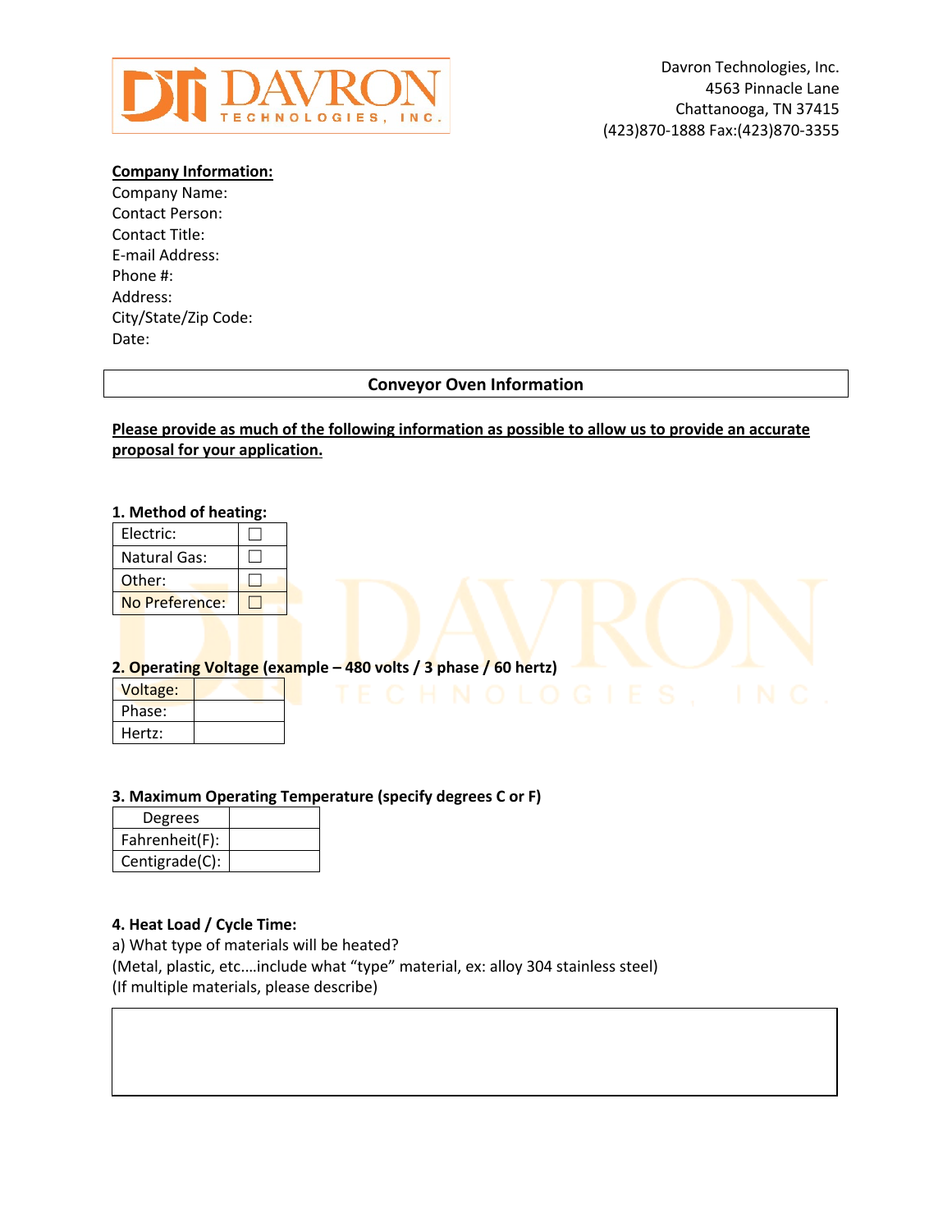DAVRON TECHNOLOGIES, INC.

Davron Technologies, Inc.
4563 Pinnacle Lane
Chattanooga, TN 37415
(423)870-1888 Fax:(423)870-3355

**Company Information:**

Company Name:
Contact Person:
Contact Title:
E-mail Address:
Phone #:
Address:
City/State/Zip Code:
Date:

## Conveyor Oven Information

**Please provide as much of the following information as possible to allow us to provide an accurate proposal for your application.**

**1. Method of heating:**

| | |
|---|---|
| Electric: | ☐ |
| Natural Gas: | ☐ |
| Other: | ☐ |
| No Preference: | ☐ |

**2. Operating Voltage (example – 480 volts / 3 phase / 60 hertz)**

| | |
|---|---|
| Voltage: | |
| Phase: | |
| Hertz: | |

**3. Maximum Operating Temperature (specify degrees C or F)**

| Degrees | |
|---|---|
| Fahrenheit(F): | |
| Centigrade(C): | |

**4. Heat Load / Cycle Time:**

a) What type of materials will be heated?
(Metal, plastic, etc....include what "type" material, ex: alloy 304 stainless steel)
(If multiple materials, please describe)

| |
|---|
| |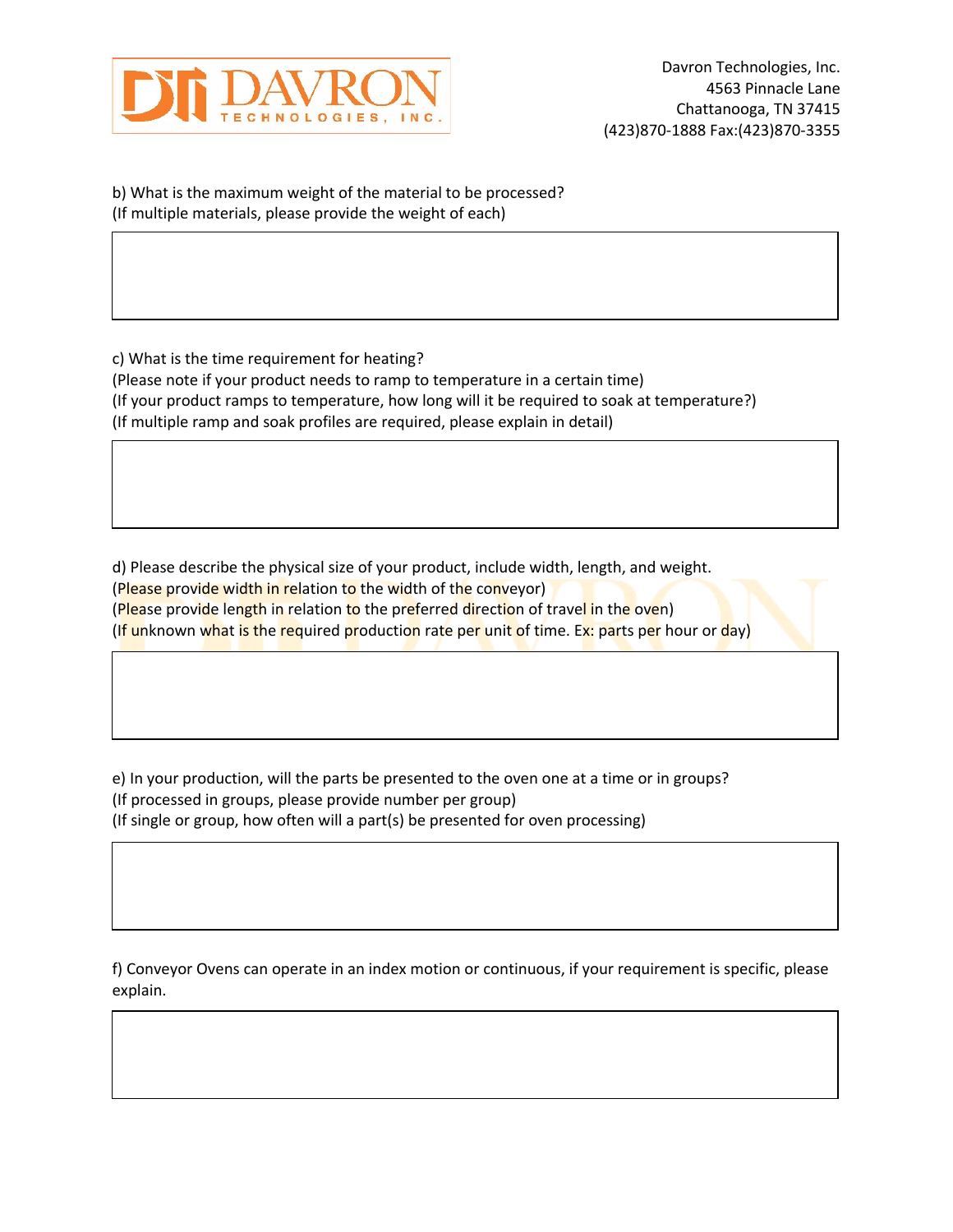b) What is the maximum weight of the material to be processed?
(If multiple materials, please provide the weight of each)

c) What is the time requirement for heating?
(Please note if your product needs to ramp to temperature in a certain time)
(If your product ramps to temperature, how long will it be required to soak at temperature?)
(If multiple ramp and soak profiles are required, please explain in detail)

d) Please describe the physical size of your product, include width, length, and weight.
(Please provide width in relation to the width of the conveyor)
(Please provide length in relation to the preferred direction of travel in the oven)
(If unknown what is the required production rate per unit of time. Ex: parts per hour or day)

e) In your production, will the parts be presented to the oven one at a time or in groups?
(If processed in groups, please provide number per group)
(If single or group, how often will a part(s) be presented for oven processing)

f) Conveyor Ovens can operate in an index motion or continuous, if your requirement is specific, please explain.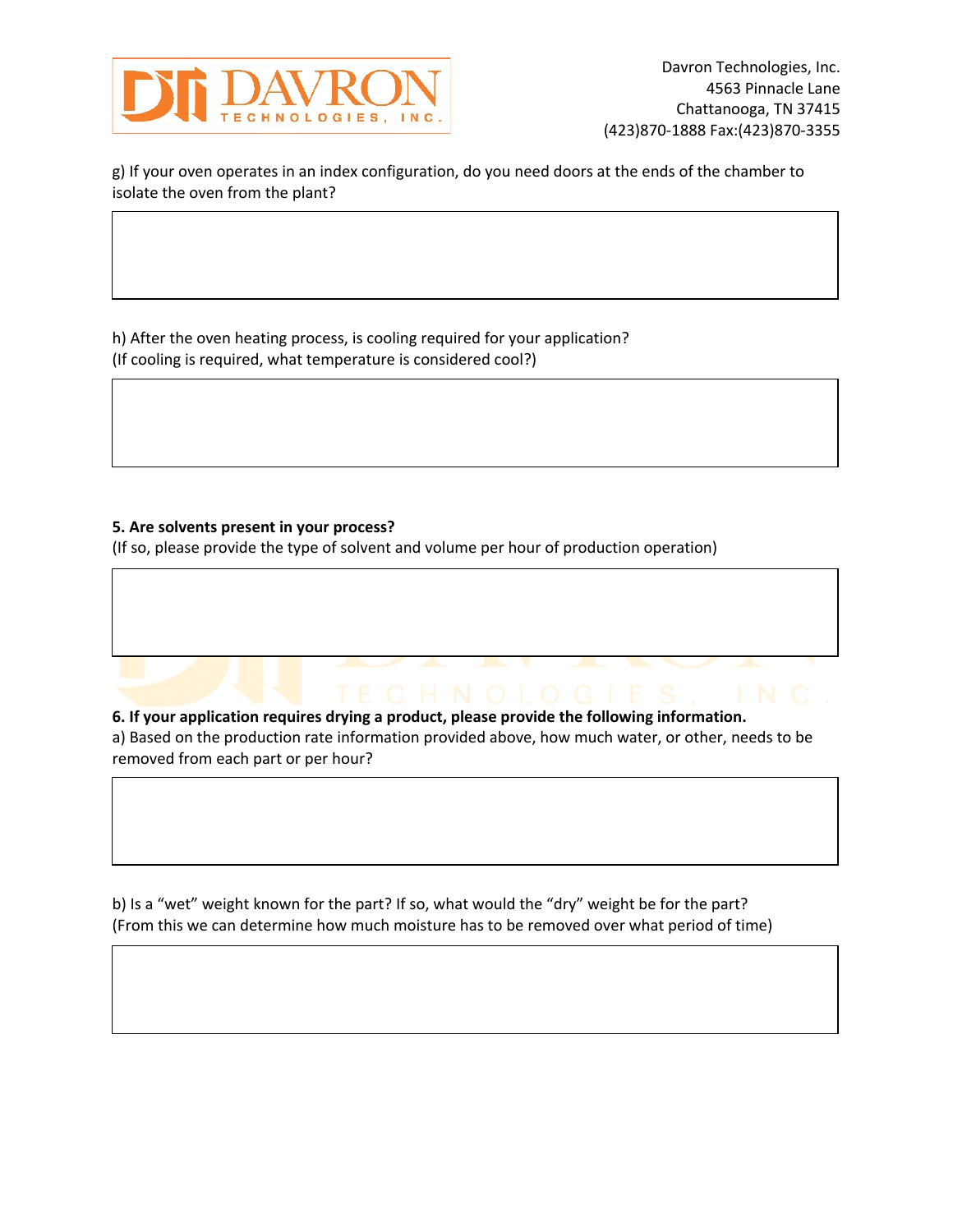g) If your oven operates in an index configuration, do you need doors at the ends of the chamber to isolate the oven from the plant?

h) After the oven heating process, is cooling required for your application?
(If cooling is required, what temperature is considered cool?)

**5. Are solvents present in your process?**
(If so, please provide the type of solvent and volume per hour of production operation)

**6. If your application requires drying a product, please provide the following information.**
a) Based on the production rate information provided above, how much water, or other, needs to be removed from each part or per hour?

b) Is a “wet” weight known for the part? If so, what would the “dry” weight be for the part?
(From this we can determine how much moisture has to be removed over what period of time)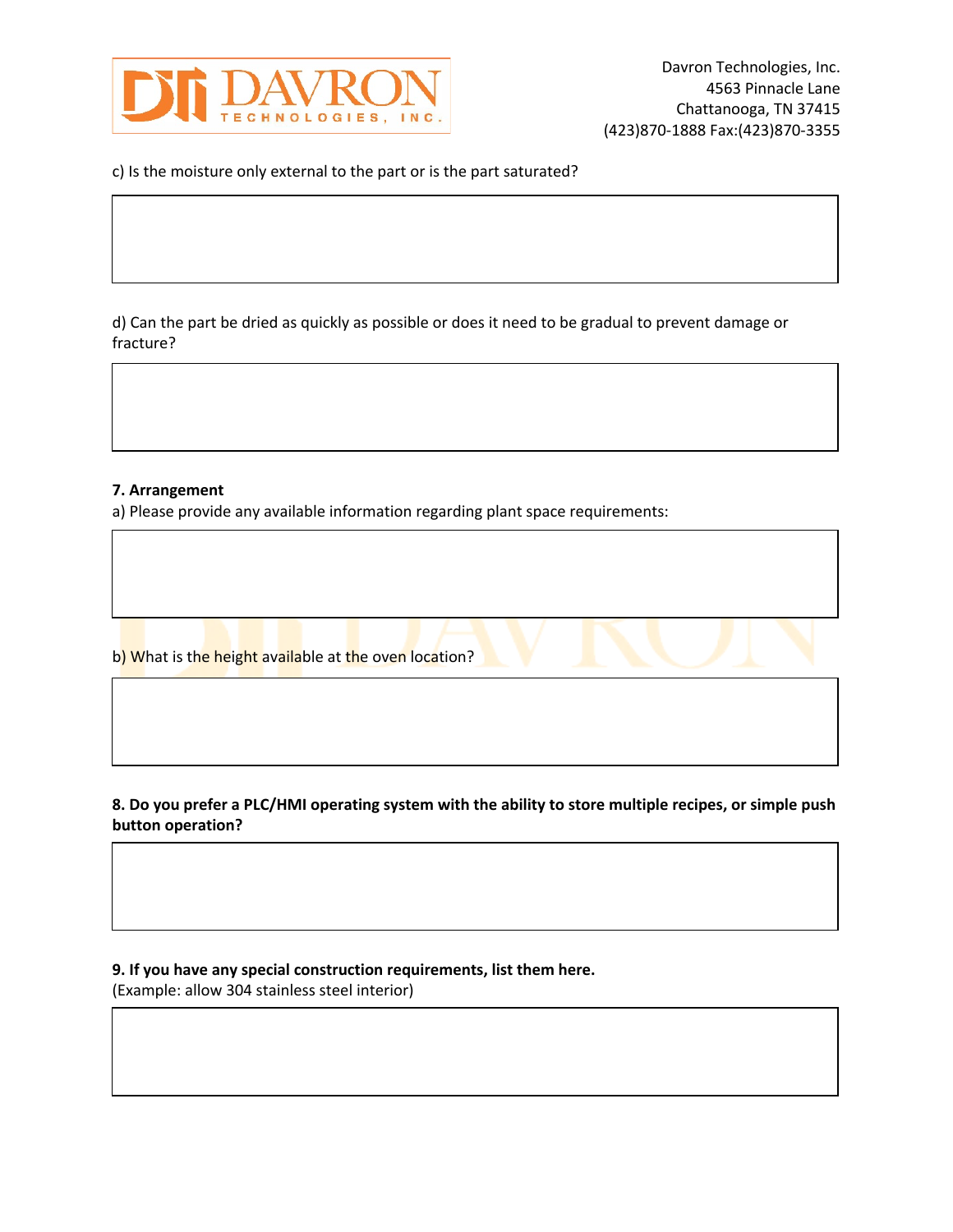c) Is the moisture only external to the part or is the part saturated?

d) Can the part be dried as quickly as possible or does it need to be gradual to prevent damage or fracture?

**7. Arrangement**

a) Please provide any available information regarding plant space requirements:

b) What is the height available at the oven location?

**8. Do you prefer a PLC/HMI operating system with the ability to store multiple recipes, or simple push button operation?**

**9. If you have any special construction requirements, list them here.**
(Example: allow 304 stainless steel interior)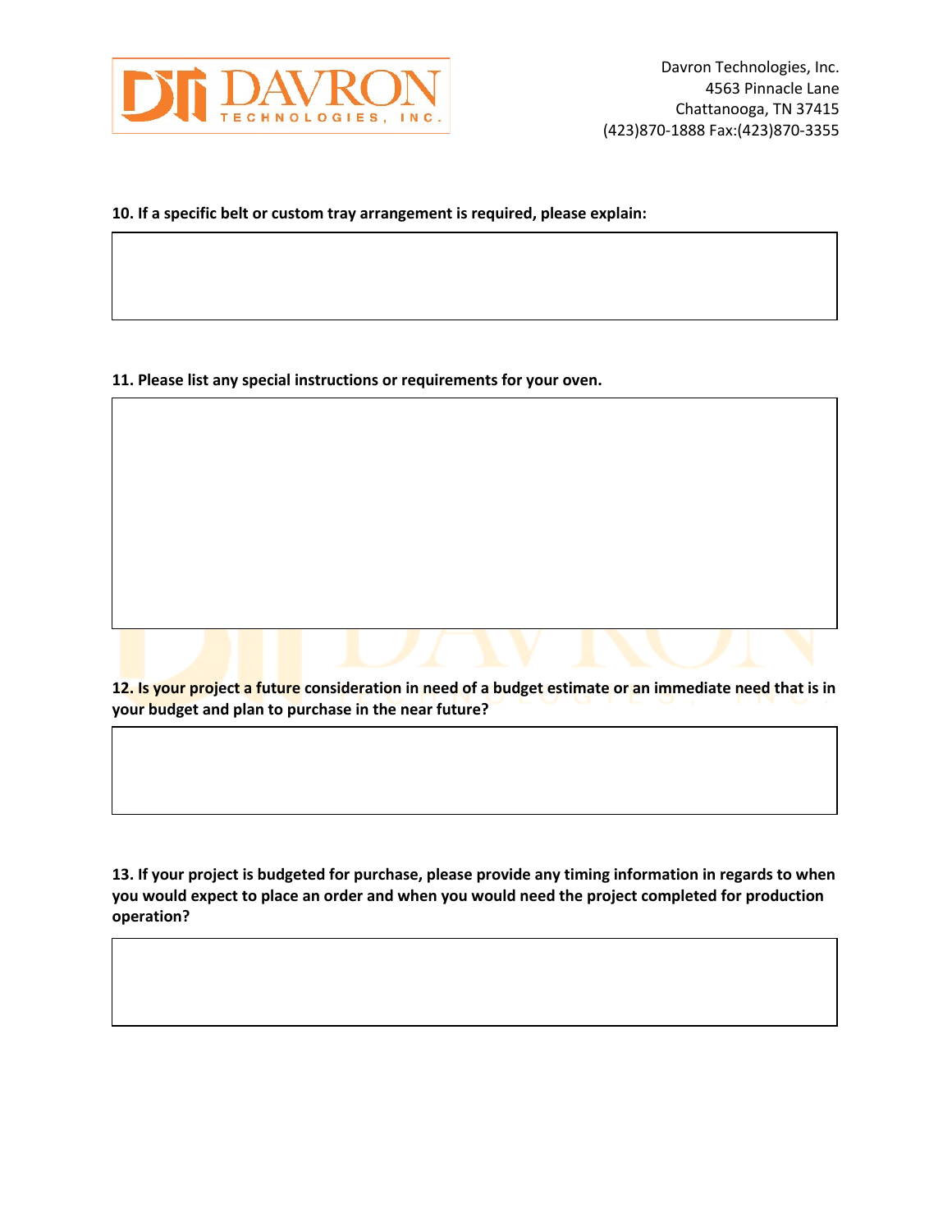Davron Technologies, Inc.
4563 Pinnacle Lane
Chattanooga, TN 37415
(423)870-1888 Fax:(423)870-3355

**10. If a specific belt or custom tray arrangement is required, please explain:**

**11. Please list any special instructions or requirements for your oven.**

**12. Is your project a future consideration in need of a budget estimate or an immediate need that is in your budget and plan to purchase in the near future?**

**13. If your project is budgeted for purchase, please provide any timing information in regards to when you would expect to place an order and when you would need the project completed for production operation?**